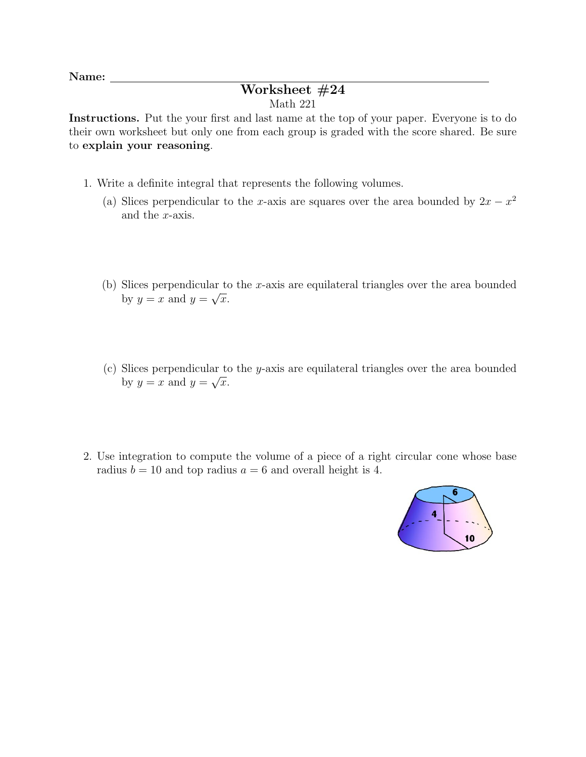Name: ____________________

# Worksheet #24

Math 221

**Instructions.** Put the your first and last name at the top of your paper. Everyone is to do their own worksheet but only one from each group is graded with the score shared. Be sure to **explain your reasoning**.

1. Write a definite integral that represents the following volumes.

   (a) Slices perpendicular to the $x$-axis are squares over the area bounded by $2x - x^2$ and the $x$-axis.

   (b) Slices perpendicular to the $x$-axis are equilateral triangles over the area bounded by $y = x$ and $y = \sqrt{x}$.

   (c) Slices perpendicular to the $y$-axis are equilateral triangles over the area bounded by $y = x$ and $y = \sqrt{x}$.

2. Use integration to compute the volume of a piece of a right circular cone whose base radius $b = 10$ and top radius $a = 6$ and overall height is 4.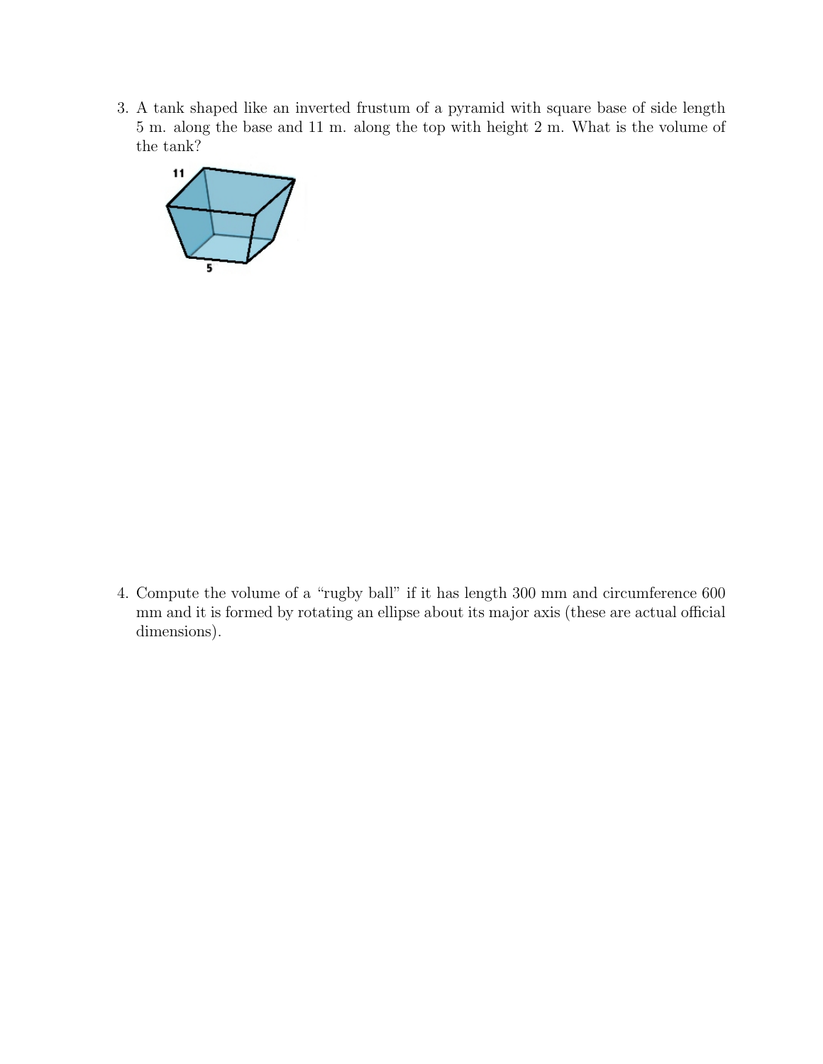3. A tank shaped like an inverted frustum of a pyramid with square base of side length 5 m. along the base and 11 m. along the top with height 2 m. What is the volume of the tank?

11

5

4. Compute the volume of a "rugby ball" if it has length 300 mm and circumference 600 mm and it is formed by rotating an ellipse about its major axis (these are actual official dimensions).